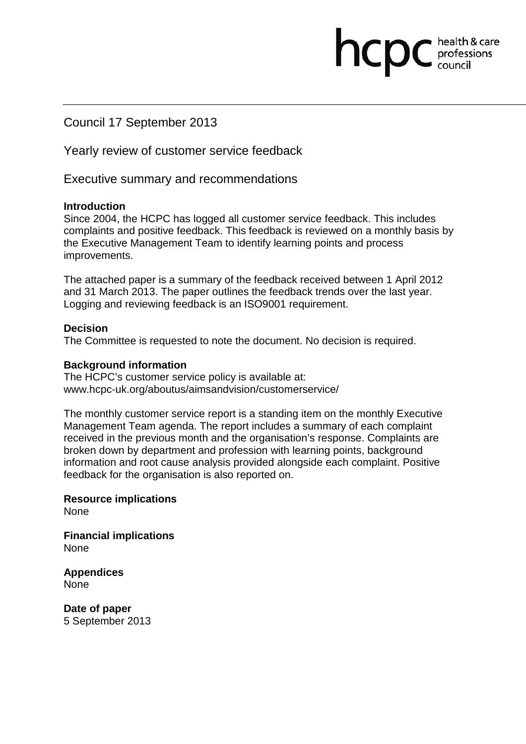# Council 17 September 2013

## Yearly review of customer service feedback

## Executive summary and recommendations

**Introduction**

Since 2004, the HCPC has logged all customer service feedback. This includes complaints and positive feedback. This feedback is reviewed on a monthly basis by the Executive Management Team to identify learning points and process improvements.

The attached paper is a summary of the feedback received between 1 April 2012 and 31 March 2013. The paper outlines the feedback trends over the last year. Logging and reviewing feedback is an ISO9001 requirement.

**Decision**

The Committee is requested to note the document. No decision is required.

**Background information**

The HCPC's customer service policy is available at:
www.hcpc-uk.org/aboutus/aimsandvision/customerservice/

The monthly customer service report is a standing item on the monthly Executive Management Team agenda. The report includes a summary of each complaint received in the previous month and the organisation's response. Complaints are broken down by department and profession with learning points, background information and root cause analysis provided alongside each complaint. Positive feedback for the organisation is also reported on.

**Resource implications**

None

**Financial implications**

None

**Appendices**

None

**Date of paper**

5 September 2013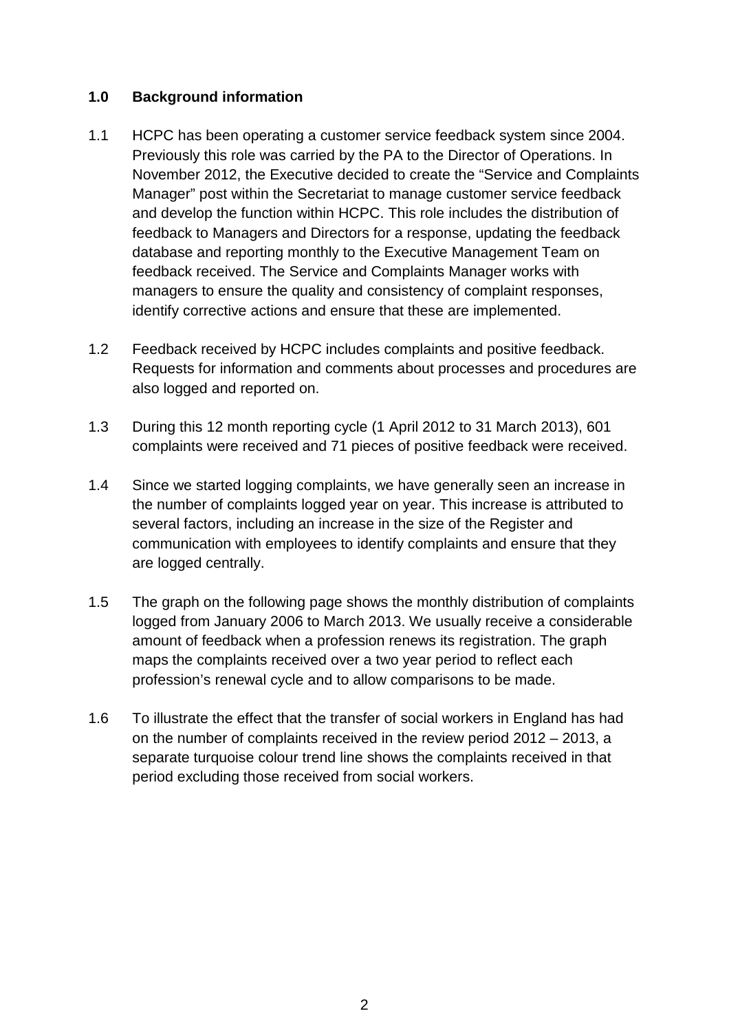## 1.0 Background information

1.1 HCPC has been operating a customer service feedback system since 2004. Previously this role was carried by the PA to the Director of Operations. In November 2012, the Executive decided to create the "Service and Complaints Manager" post within the Secretariat to manage customer service feedback and develop the function within HCPC. This role includes the distribution of feedback to Managers and Directors for a response, updating the feedback database and reporting monthly to the Executive Management Team on feedback received. The Service and Complaints Manager works with managers to ensure the quality and consistency of complaint responses, identify corrective actions and ensure that these are implemented.

1.2 Feedback received by HCPC includes complaints and positive feedback. Requests for information and comments about processes and procedures are also logged and reported on.

1.3 During this 12 month reporting cycle (1 April 2012 to 31 March 2013), 601 complaints were received and 71 pieces of positive feedback were received.

1.4 Since we started logging complaints, we have generally seen an increase in the number of complaints logged year on year. This increase is attributed to several factors, including an increase in the size of the Register and communication with employees to identify complaints and ensure that they are logged centrally.

1.5 The graph on the following page shows the monthly distribution of complaints logged from January 2006 to March 2013. We usually receive a considerable amount of feedback when a profession renews its registration. The graph maps the complaints received over a two year period to reflect each profession's renewal cycle and to allow comparisons to be made.

1.6 To illustrate the effect that the transfer of social workers in England has had on the number of complaints received in the review period 2012 – 2013, a separate turquoise colour trend line shows the complaints received in that period excluding those received from social workers.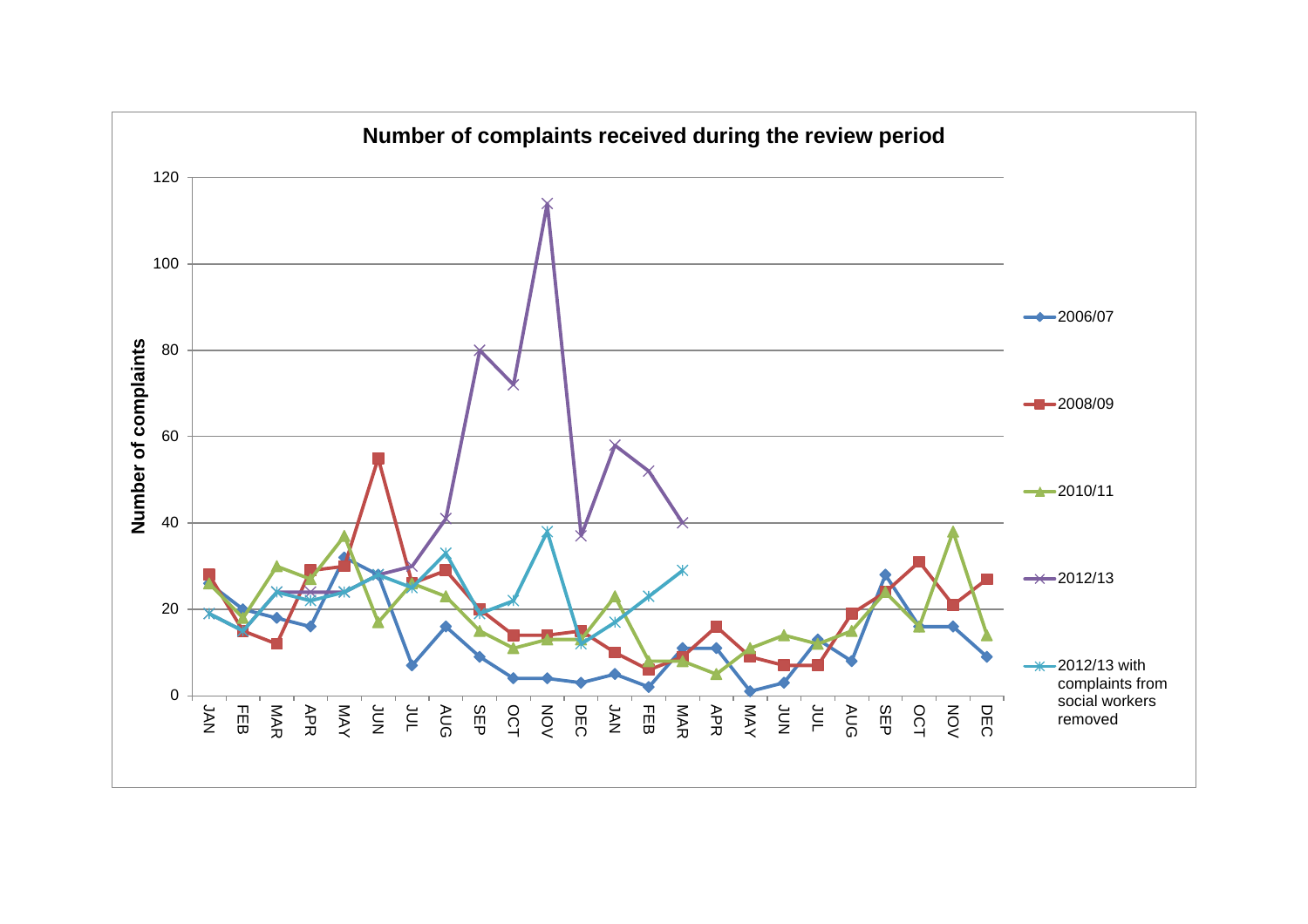**Number of complaints received during the review period**

Number of complaints

120
100
80
60
40
20
0

JAN FEB MAR APR MAY JUN JUL AUG SEP OCT NOV DEC JAN FEB MAR APR MAY JUN JUL AUG SEP OCT NOV DEC

- 2006/07
- 2008/09
- 2010/11
- 2012/13
- 2012/13 with complaints from social workers removed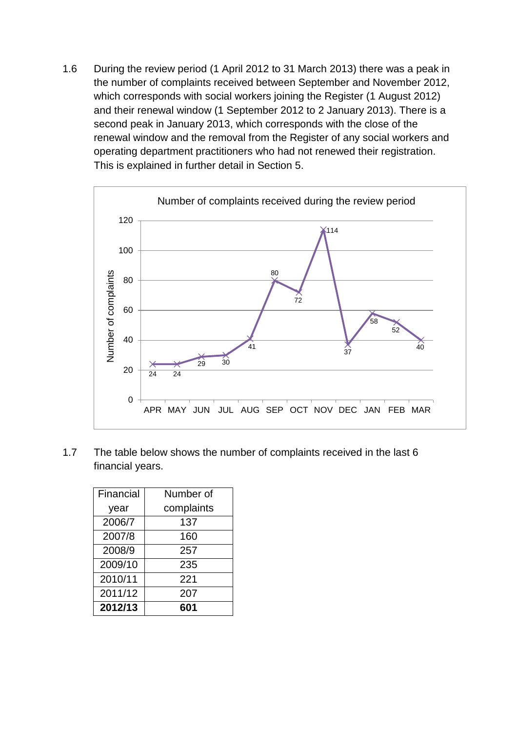1.6 During the review period (1 April 2012 to 31 March 2013) there was a peak in the number of complaints received between September and November 2012, which corresponds with social workers joining the Register (1 August 2012) and their renewal window (1 September 2012 to 2 January 2013). There is a second peak in January 2013, which corresponds with the close of the renewal window and the removal from the Register of any social workers and operating department practitioners who had not renewed their registration. This is explained in further detail in Section 5.

Number of complaints received during the review period

| Month | Number of complaints |
|---|---|
| APR | 24 |
| MAY | 24 |
| JUN | 29 |
| JUL | 30 |
| AUG | 41 |
| SEP | 80 |
| OCT | 72 |
| NOV | 114 |
| DEC | 37 |
| JAN | 58 |
| FEB | 52 |
| MAR | 40 |

1.7 The table below shows the number of complaints received in the last 6 financial years.

| Financial year | Number of complaints |
|---|---|
| 2006/7 | 137 |
| 2007/8 | 160 |
| 2008/9 | 257 |
| 2009/10 | 235 |
| 2010/11 | 221 |
| 2011/12 | 207 |
| **2012/13** | **601** |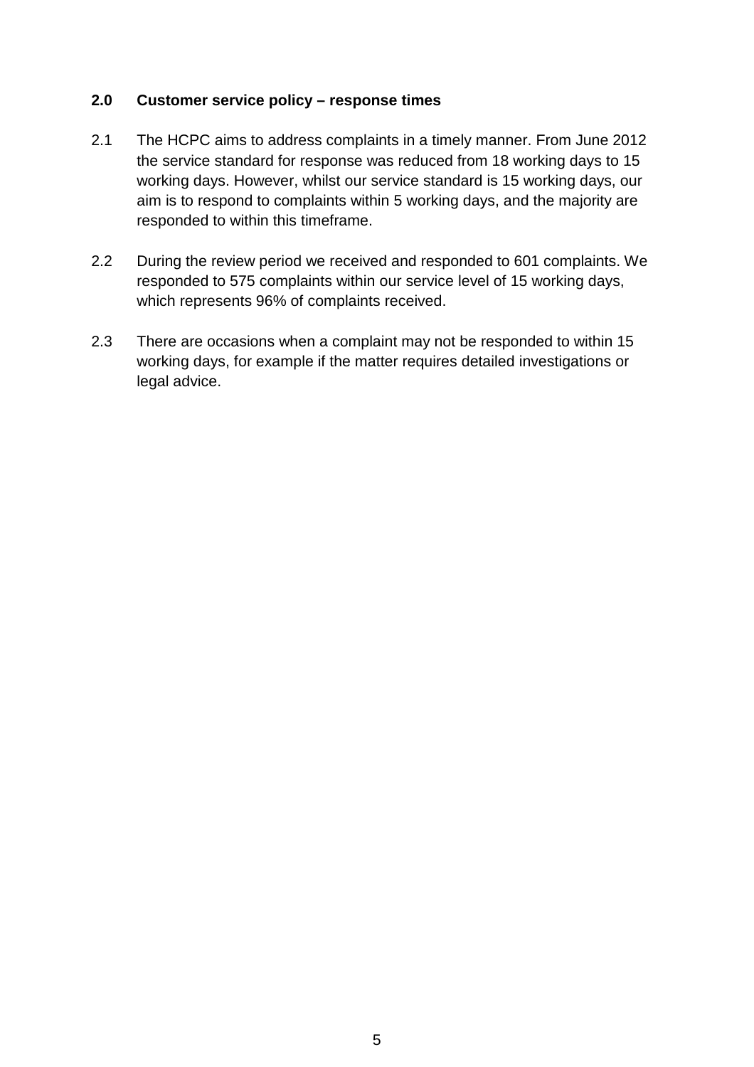## 2.0 Customer service policy – response times

2.1 The HCPC aims to address complaints in a timely manner. From June 2012 the service standard for response was reduced from 18 working days to 15 working days. However, whilst our service standard is 15 working days, our aim is to respond to complaints within 5 working days, and the majority are responded to within this timeframe.

2.2 During the review period we received and responded to 601 complaints. We responded to 575 complaints within our service level of 15 working days, which represents 96% of complaints received.

2.3 There are occasions when a complaint may not be responded to within 15 working days, for example if the matter requires detailed investigations or legal advice.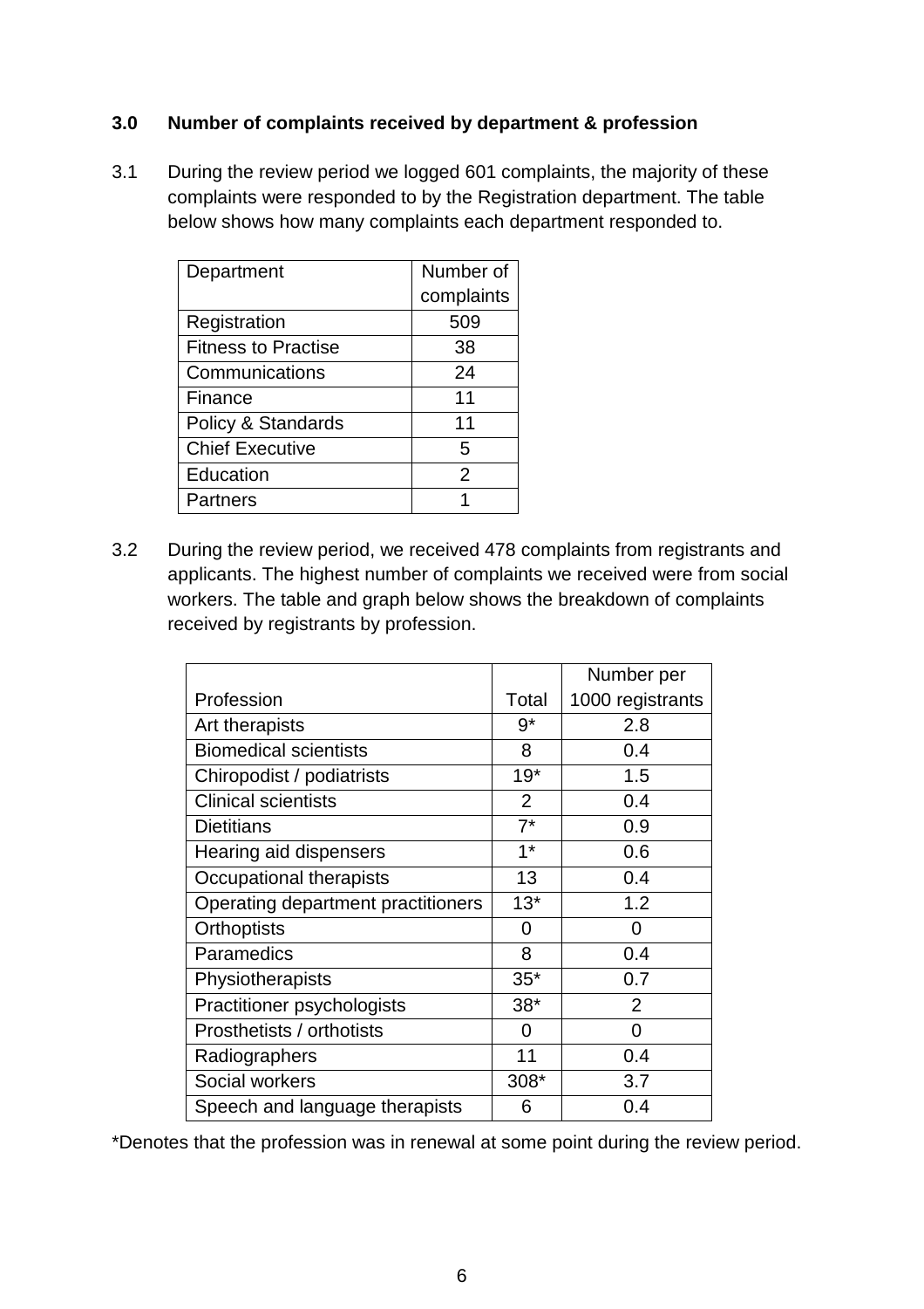### 3.0 Number of complaints received by department & profession

3.1 During the review period we logged 601 complaints, the majority of these complaints were responded to by the Registration department. The table below shows how many complaints each department responded to.

| Department | Number of complaints |
|---|---|
| Registration | 509 |
| Fitness to Practise | 38 |
| Communications | 24 |
| Finance | 11 |
| Policy & Standards | 11 |
| Chief Executive | 5 |
| Education | 2 |
| Partners | 1 |

3.2 During the review period, we received 478 complaints from registrants and applicants. The highest number of complaints we received were from social workers. The table and graph below shows the breakdown of complaints received by registrants by profession.

| Profession | Total | Number per 1000 registrants |
|---|---|---|
| Art therapists | 9* | 2.8 |
| Biomedical scientists | 8 | 0.4 |
| Chiropodist / podiatrists | 19* | 1.5 |
| Clinical scientists | 2 | 0.4 |
| Dietitians | 7* | 0.9 |
| Hearing aid dispensers | 1* | 0.6 |
| Occupational therapists | 13 | 0.4 |
| Operating department practitioners | 13* | 1.2 |
| Orthoptists | 0 | 0 |
| Paramedics | 8 | 0.4 |
| Physiotherapists | 35* | 0.7 |
| Practitioner psychologists | 38* | 2 |
| Prosthetists / orthotists | 0 | 0 |
| Radiographers | 11 | 0.4 |
| Social workers | 308* | 3.7 |
| Speech and language therapists | 6 | 0.4 |

*Denotes that the profession was in renewal at some point during the review period.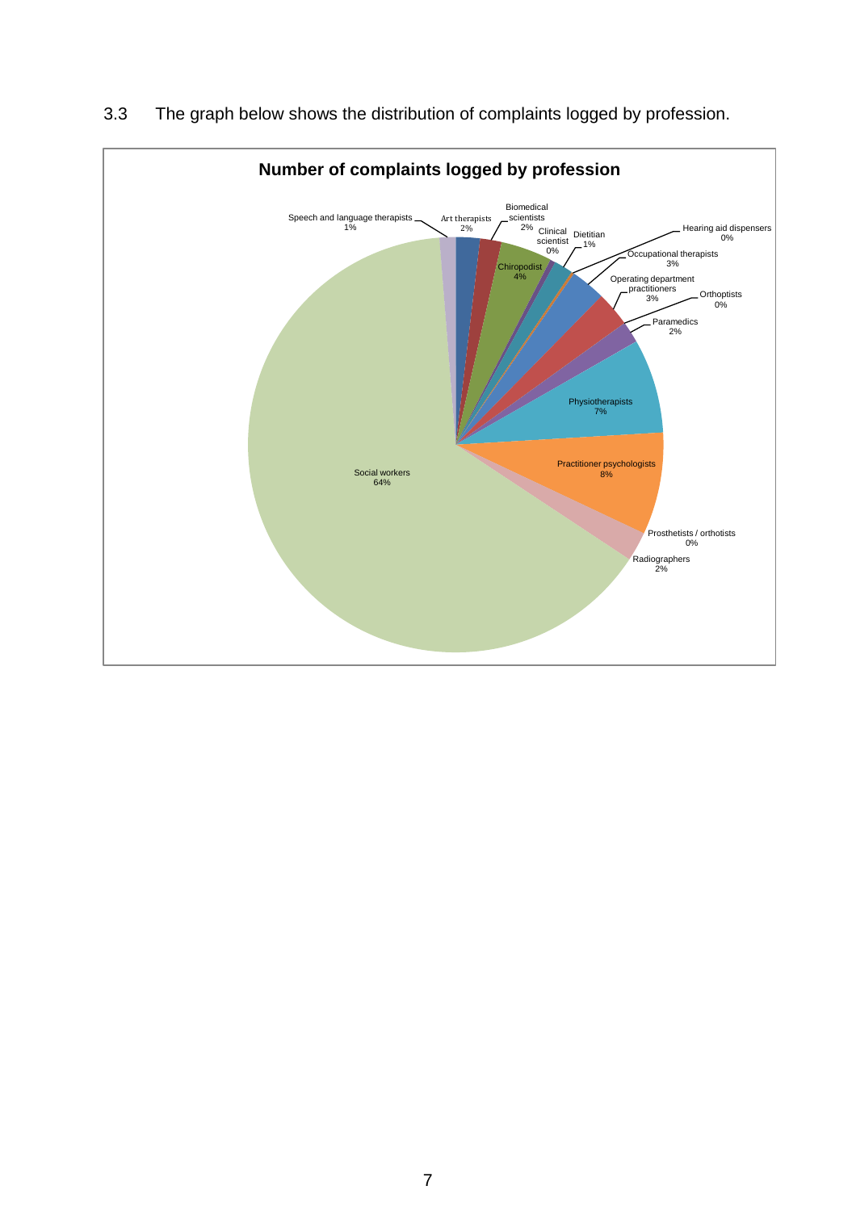3.3 The graph below shows the distribution of complaints logged by profession.

**Number of complaints logged by profession**

| Profession | Percentage |
|---|---|
| Art therapists | 2% |
| Biomedical scientists | 2% |
| Chiropodist | 4% |
| Clinical scientist | 0% |
| Dietitian | 1% |
| Hearing aid dispensers | 0% |
| Occupational therapists | 3% |
| Operating department practitioners | 3% |
| Orthoptists | 0% |
| Paramedics | 2% |
| Physiotherapists | 7% |
| Practitioner psychologists | 8% |
| Prosthetists / orthotists | 0% |
| Radiographers | 2% |
| Social workers | 64% |
| Speech and language therapists | 1% |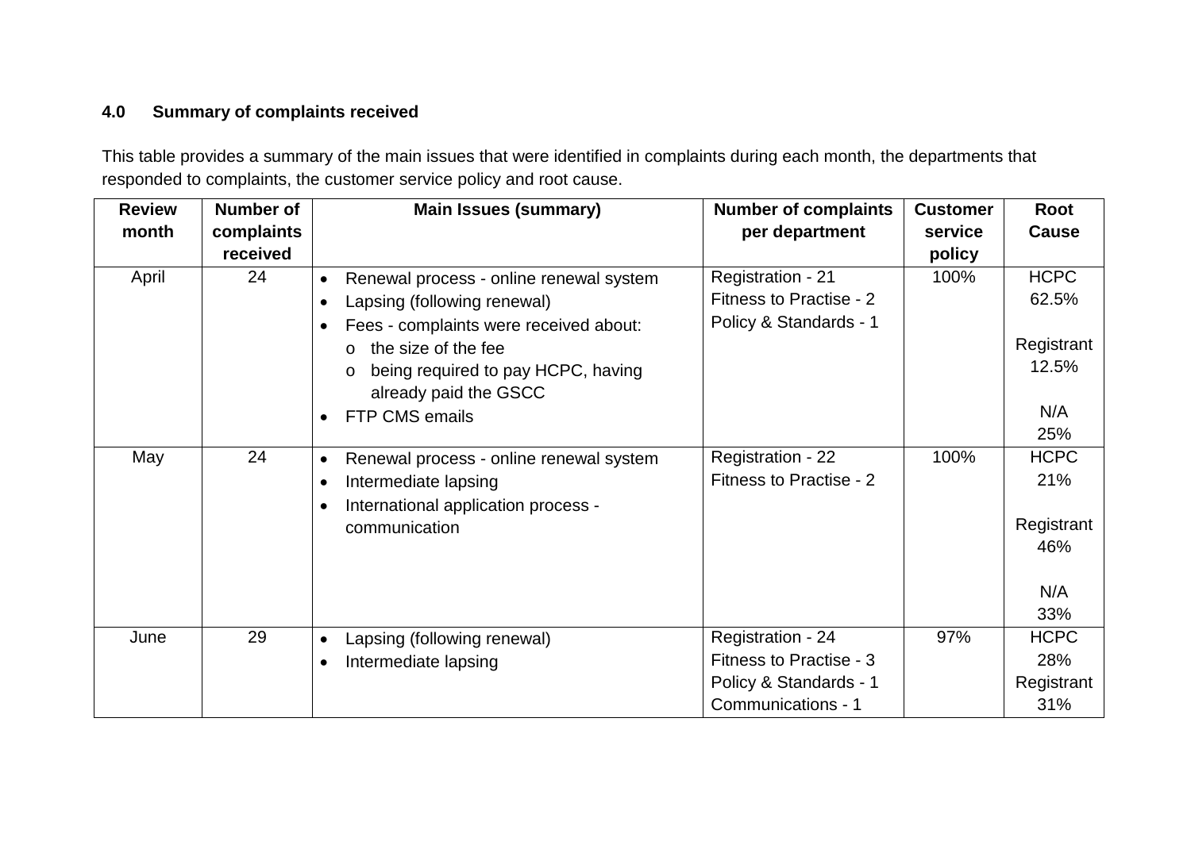### 4.0 Summary of complaints received

This table provides a summary of the main issues that were identified in complaints during each month, the departments that responded to complaints, the customer service policy and root cause.

| Review month | Number of complaints received | Main Issues (summary) | Number of complaints per department | Customer service policy | Root Cause |
|---|---|---|---|---|---|
| April | 24 | • Renewal process - online renewal system<br>• Lapsing (following renewal)<br>• Fees - complaints were received about:<br>&nbsp;&nbsp;o the size of the fee<br>&nbsp;&nbsp;o being required to pay HCPC, having already paid the GSCC<br>• FTP CMS emails | Registration - 21<br>Fitness to Practise - 2<br>Policy & Standards - 1 | 100% | HCPC 62.5%<br><br>Registrant 12.5%<br><br>N/A 25% |
| May | 24 | • Renewal process - online renewal system<br>• Intermediate lapsing<br>• International application process - communication | Registration - 22<br>Fitness to Practise - 2 | 100% | HCPC 21%<br><br>Registrant 46%<br><br>N/A 33% |
| June | 29 | • Lapsing (following renewal)<br>• Intermediate lapsing | Registration - 24<br>Fitness to Practise - 3<br>Policy & Standards - 1<br>Communications - 1 | 97% | HCPC 28%<br>Registrant 31% |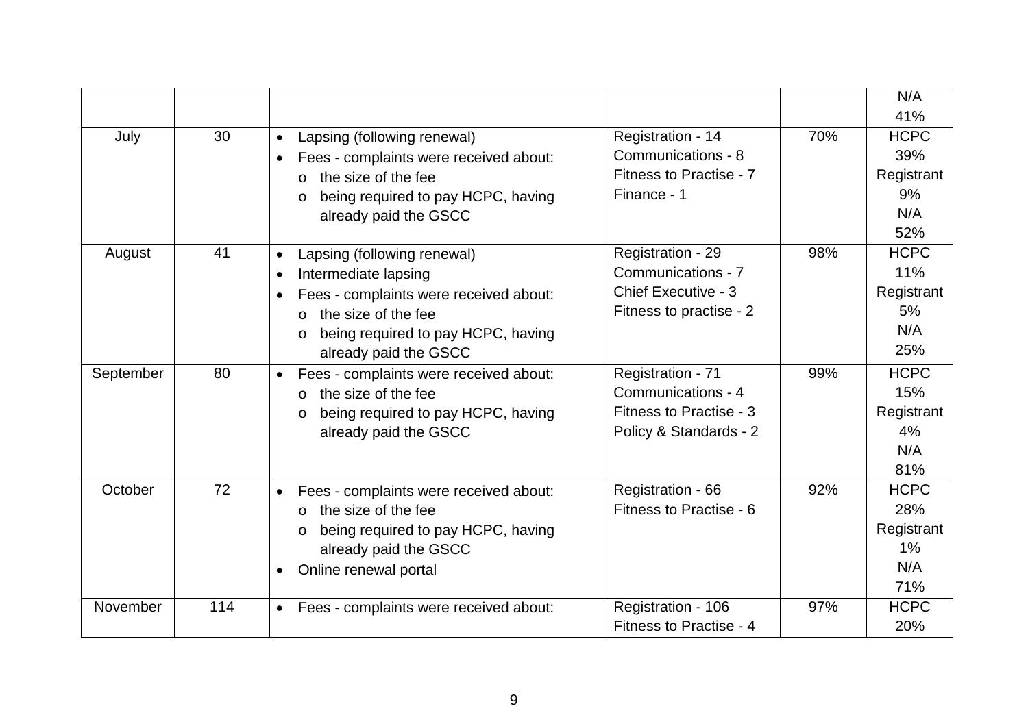| | | | | | |
|---|---|---|---|---|---|
| | | | | | N/A<br>41% |
| July | 30 | • Lapsing (following renewal)<br>• Fees - complaints were received about:<br>  o the size of the fee<br>  o being required to pay HCPC, having already paid the GSCC | Registration - 14<br>Communications - 8<br>Fitness to Practise - 7<br>Finance - 1 | 70% | HCPC<br>39%<br>Registrant<br>9%<br>N/A<br>52% |
| August | 41 | • Lapsing (following renewal)<br>• Intermediate lapsing<br>• Fees - complaints were received about:<br>  o the size of the fee<br>  o being required to pay HCPC, having already paid the GSCC | Registration - 29<br>Communications - 7<br>Chief Executive - 3<br>Fitness to practise - 2 | 98% | HCPC<br>11%<br>Registrant<br>5%<br>N/A<br>25% |
| September | 80 | • Fees - complaints were received about:<br>  o the size of the fee<br>  o being required to pay HCPC, having already paid the GSCC | Registration - 71<br>Communications - 4<br>Fitness to Practise - 3<br>Policy & Standards - 2 | 99% | HCPC<br>15%<br>Registrant<br>4%<br>N/A<br>81% |
| October | 72 | • Fees - complaints were received about:<br>  o the size of the fee<br>  o being required to pay HCPC, having already paid the GSCC<br>• Online renewal portal | Registration - 66<br>Fitness to Practise - 6 | 92% | HCPC<br>28%<br>Registrant<br>1%<br>N/A<br>71% |
| November | 114 | • Fees - complaints were received about: | Registration - 106<br>Fitness to Practise - 4 | 97% | HCPC<br>20% |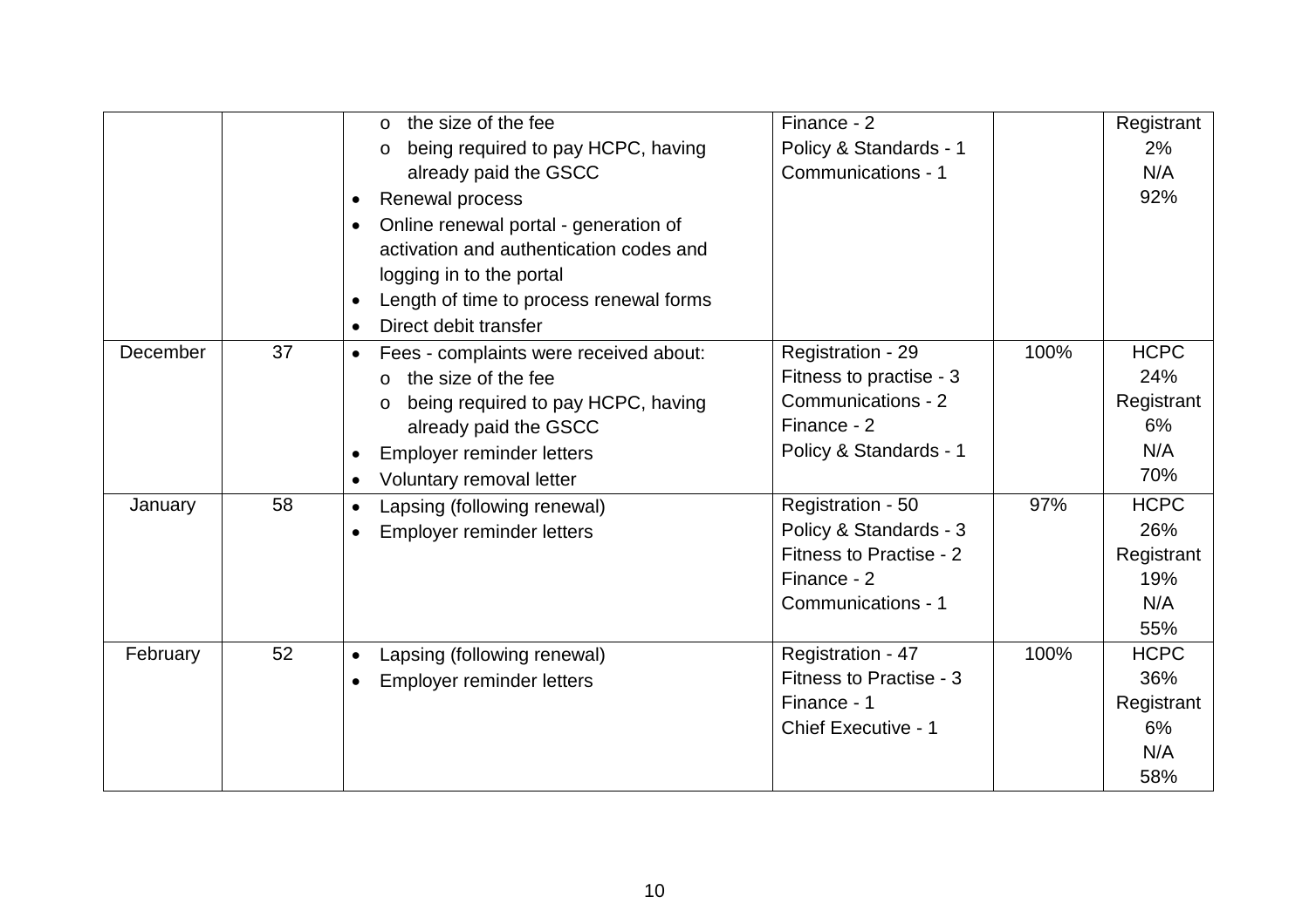| | | | | | |
|---|---|---|---|---|---|
| | | o the size of the fee<br>o being required to pay HCPC, having already paid the GSCC<br>• Renewal process<br>• Online renewal portal - generation of activation and authentication codes and logging in to the portal<br>• Length of time to process renewal forms<br>• Direct debit transfer | Finance - 2<br>Policy & Standards - 1<br>Communications - 1 | | Registrant<br>2%<br>N/A<br>92% |
| December | 37 | • Fees - complaints were received about:<br>o the size of the fee<br>o being required to pay HCPC, having already paid the GSCC<br>• Employer reminder letters<br>• Voluntary removal letter | Registration - 29<br>Fitness to practise - 3<br>Communications - 2<br>Finance - 2<br>Policy & Standards - 1 | 100% | HCPC<br>24%<br>Registrant<br>6%<br>N/A<br>70% |
| January | 58 | • Lapsing (following renewal)<br>• Employer reminder letters | Registration - 50<br>Policy & Standards - 3<br>Fitness to Practise - 2<br>Finance - 2<br>Communications - 1 | 97% | HCPC<br>26%<br>Registrant<br>19%<br>N/A<br>55% |
| February | 52 | • Lapsing (following renewal)<br>• Employer reminder letters | Registration - 47<br>Fitness to Practise - 3<br>Finance - 1<br>Chief Executive - 1 | 100% | HCPC<br>36%<br>Registrant<br>6%<br>N/A<br>58% |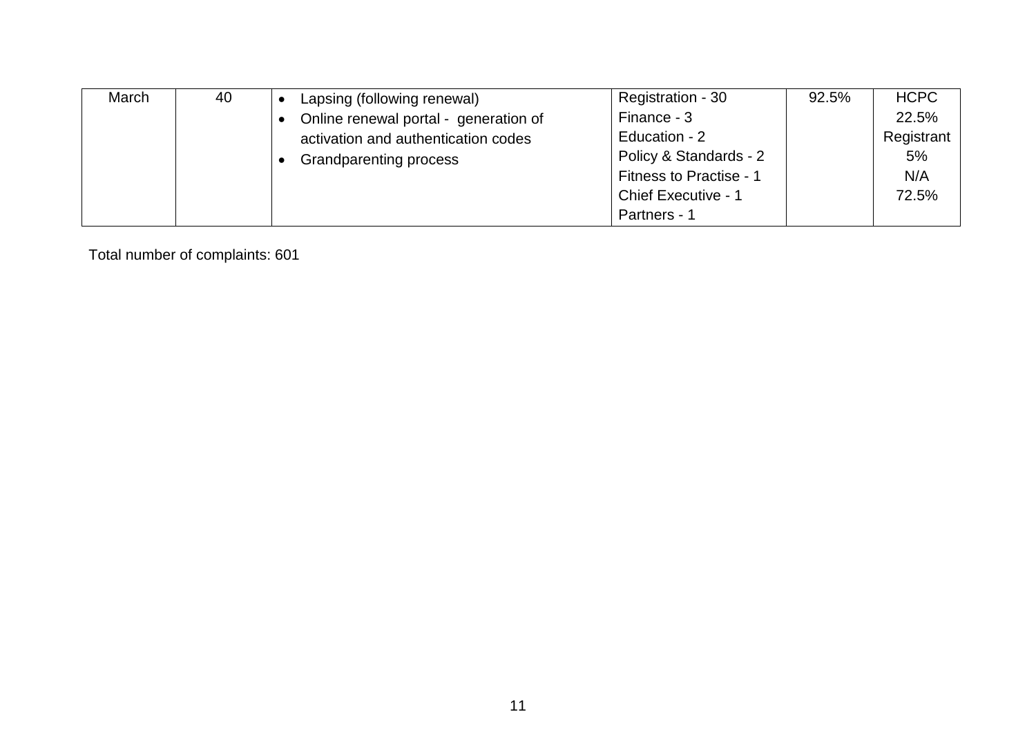| March | 40 | • Lapsing (following renewal)<br>• Online renewal portal - generation of activation and authentication codes<br>• Grandparenting process | Registration - 30<br>Finance - 3<br>Education - 2<br>Policy & Standards - 2<br>Fitness to Practise - 1<br>Chief Executive - 1<br>Partners - 1 | 92.5% | HCPC<br>22.5%<br>Registrant<br>5%<br>N/A<br>72.5% |
|---|---|---|---|---|---|

Total number of complaints: 601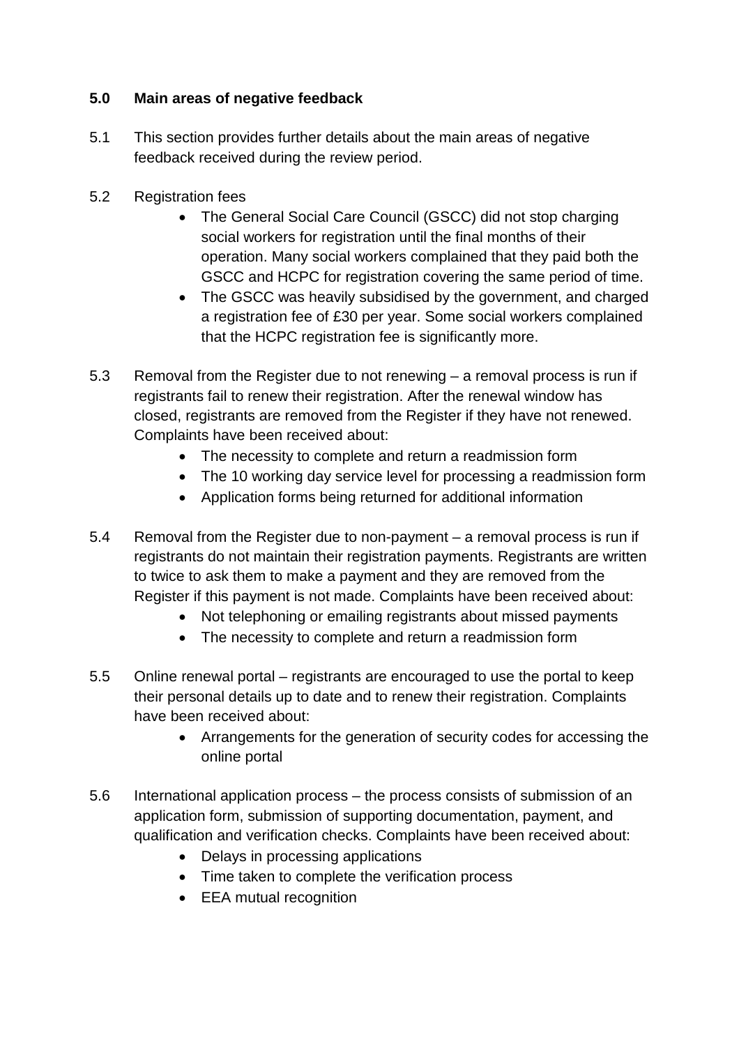## 5.0 Main areas of negative feedback

5.1 This section provides further details about the main areas of negative feedback received during the review period.

5.2 Registration fees

- The General Social Care Council (GSCC) did not stop charging social workers for registration until the final months of their operation. Many social workers complained that they paid both the GSCC and HCPC for registration covering the same period of time.
- The GSCC was heavily subsidised by the government, and charged a registration fee of £30 per year. Some social workers complained that the HCPC registration fee is significantly more.

5.3 Removal from the Register due to not renewing – a removal process is run if registrants fail to renew their registration. After the renewal window has closed, registrants are removed from the Register if they have not renewed. Complaints have been received about:

- The necessity to complete and return a readmission form
- The 10 working day service level for processing a readmission form
- Application forms being returned for additional information

5.4 Removal from the Register due to non-payment – a removal process is run if registrants do not maintain their registration payments. Registrants are written to twice to ask them to make a payment and they are removed from the Register if this payment is not made. Complaints have been received about:

- Not telephoning or emailing registrants about missed payments
- The necessity to complete and return a readmission form

5.5 Online renewal portal – registrants are encouraged to use the portal to keep their personal details up to date and to renew their registration. Complaints have been received about:

- Arrangements for the generation of security codes for accessing the online portal

5.6 International application process – the process consists of submission of an application form, submission of supporting documentation, payment, and qualification and verification checks. Complaints have been received about:

- Delays in processing applications
- Time taken to complete the verification process
- EEA mutual recognition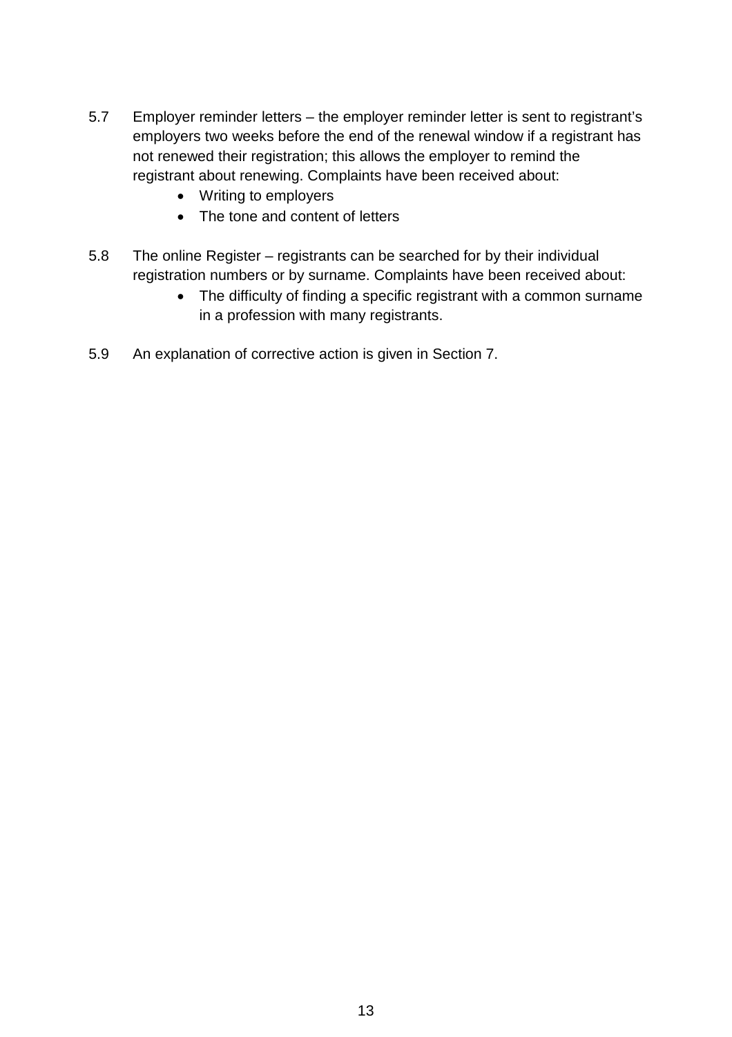5.7 Employer reminder letters – the employer reminder letter is sent to registrant's employers two weeks before the end of the renewal window if a registrant has not renewed their registration; this allows the employer to remind the registrant about renewing. Complaints have been received about:

- Writing to employers
- The tone and content of letters

5.8 The online Register – registrants can be searched for by their individual registration numbers or by surname. Complaints have been received about:

- The difficulty of finding a specific registrant with a common surname in a profession with many registrants.

5.9 An explanation of corrective action is given in Section 7.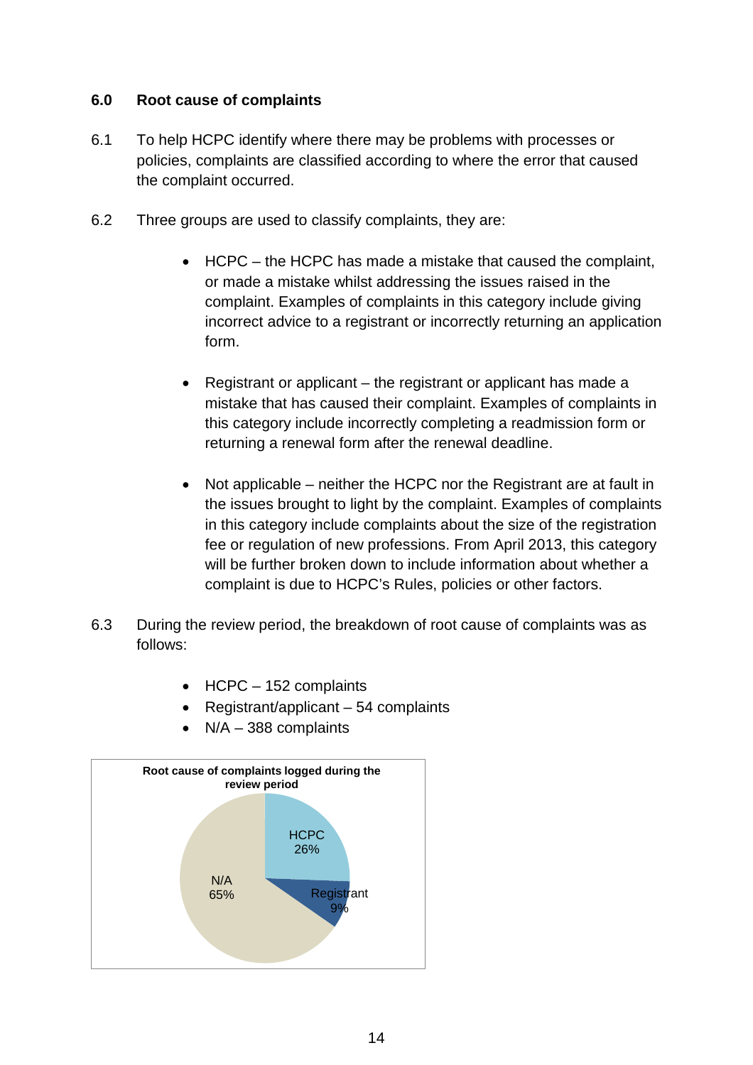## 6.0 Root cause of complaints

6.1 To help HCPC identify where there may be problems with processes or policies, complaints are classified according to where the error that caused the complaint occurred.

6.2 Three groups are used to classify complaints, they are:

- HCPC – the HCPC has made a mistake that caused the complaint, or made a mistake whilst addressing the issues raised in the complaint. Examples of complaints in this category include giving incorrect advice to a registrant or incorrectly returning an application form.

- Registrant or applicant – the registrant or applicant has made a mistake that has caused their complaint. Examples of complaints in this category include incorrectly completing a readmission form or returning a renewal form after the renewal deadline.

- Not applicable – neither the HCPC nor the Registrant are at fault in the issues brought to light by the complaint. Examples of complaints in this category include complaints about the size of the registration fee or regulation of new professions. From April 2013, this category will be further broken down to include information about whether a complaint is due to HCPC's Rules, policies or other factors.

6.3 During the review period, the breakdown of root cause of complaints was as follows:

- HCPC – 152 complaints
- Registrant/applicant – 54 complaints
- N/A – 388 complaints

**Root cause of complaints logged during the review period**

| Root cause | Percentage |
|---|---|
| HCPC | 26% |
| Registrant | 9% |
| N/A | 65% |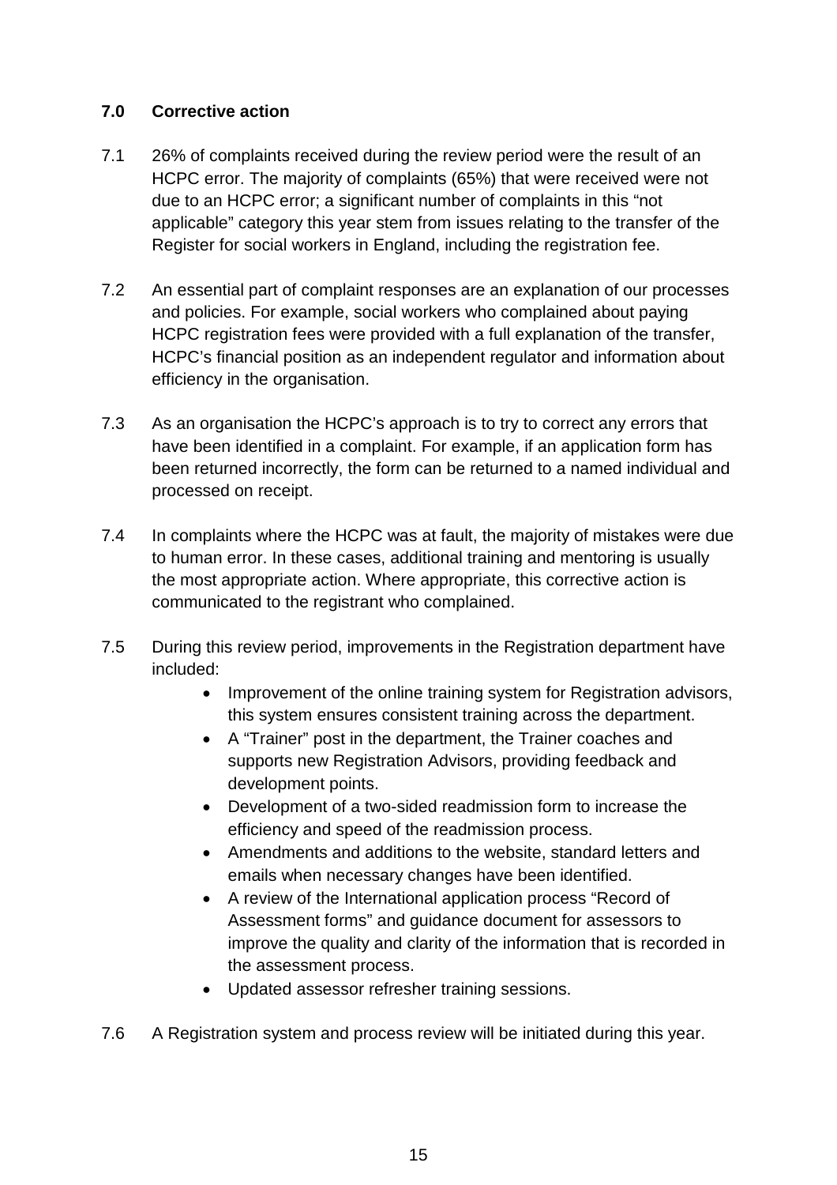## 7.0 Corrective action

7.1 26% of complaints received during the review period were the result of an HCPC error. The majority of complaints (65%) that were received were not due to an HCPC error; a significant number of complaints in this “not applicable” category this year stem from issues relating to the transfer of the Register for social workers in England, including the registration fee.

7.2 An essential part of complaint responses are an explanation of our processes and policies. For example, social workers who complained about paying HCPC registration fees were provided with a full explanation of the transfer, HCPC’s financial position as an independent regulator and information about efficiency in the organisation.

7.3 As an organisation the HCPC’s approach is to try to correct any errors that have been identified in a complaint. For example, if an application form has been returned incorrectly, the form can be returned to a named individual and processed on receipt.

7.4 In complaints where the HCPC was at fault, the majority of mistakes were due to human error. In these cases, additional training and mentoring is usually the most appropriate action. Where appropriate, this corrective action is communicated to the registrant who complained.

7.5 During this review period, improvements in the Registration department have included:

- Improvement of the online training system for Registration advisors, this system ensures consistent training across the department.
- A “Trainer” post in the department, the Trainer coaches and supports new Registration Advisors, providing feedback and development points.
- Development of a two-sided readmission form to increase the efficiency and speed of the readmission process.
- Amendments and additions to the website, standard letters and emails when necessary changes have been identified.
- A review of the International application process “Record of Assessment forms” and guidance document for assessors to improve the quality and clarity of the information that is recorded in the assessment process.
- Updated assessor refresher training sessions.

7.6 A Registration system and process review will be initiated during this year.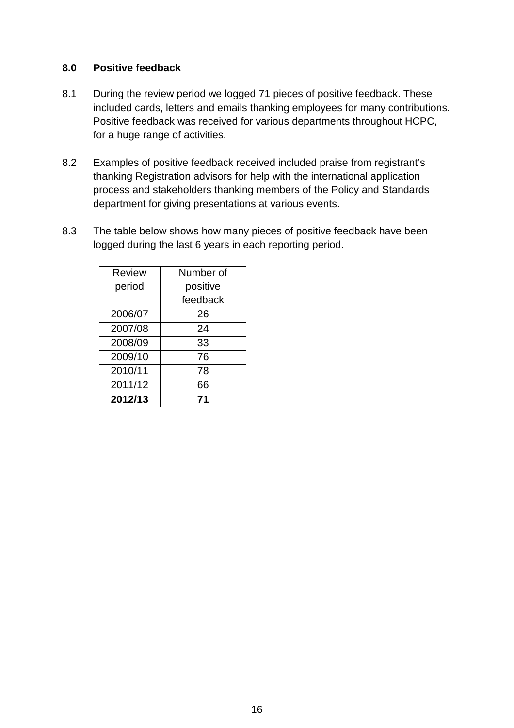## 8.0 Positive feedback

8.1 During the review period we logged 71 pieces of positive feedback. These included cards, letters and emails thanking employees for many contributions. Positive feedback was received for various departments throughout HCPC, for a huge range of activities.

8.2 Examples of positive feedback received included praise from registrant's thanking Registration advisors for help with the international application process and stakeholders thanking members of the Policy and Standards department for giving presentations at various events.

8.3 The table below shows how many pieces of positive feedback have been logged during the last 6 years in each reporting period.

| Review period | Number of positive feedback |
|---|---|
| 2006/07 | 26 |
| 2007/08 | 24 |
| 2008/09 | 33 |
| 2009/10 | 76 |
| 2010/11 | 78 |
| 2011/12 | 66 |
| **2012/13** | **71** |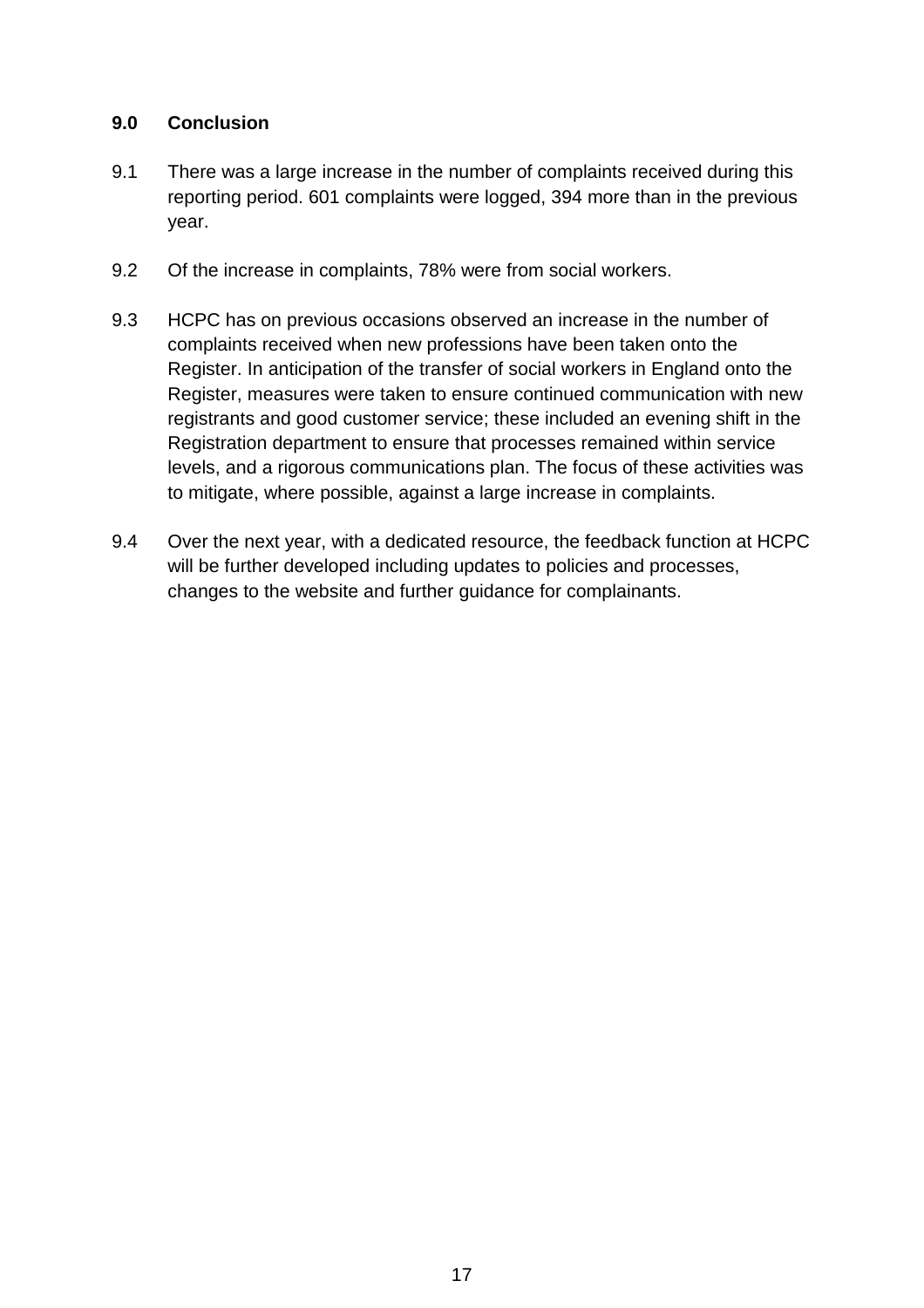## 9.0 Conclusion

9.1 There was a large increase in the number of complaints received during this reporting period. 601 complaints were logged, 394 more than in the previous year.

9.2 Of the increase in complaints, 78% were from social workers.

9.3 HCPC has on previous occasions observed an increase in the number of complaints received when new professions have been taken onto the Register. In anticipation of the transfer of social workers in England onto the Register, measures were taken to ensure continued communication with new registrants and good customer service; these included an evening shift in the Registration department to ensure that processes remained within service levels, and a rigorous communications plan. The focus of these activities was to mitigate, where possible, against a large increase in complaints.

9.4 Over the next year, with a dedicated resource, the feedback function at HCPC will be further developed including updates to policies and processes, changes to the website and further guidance for complainants.